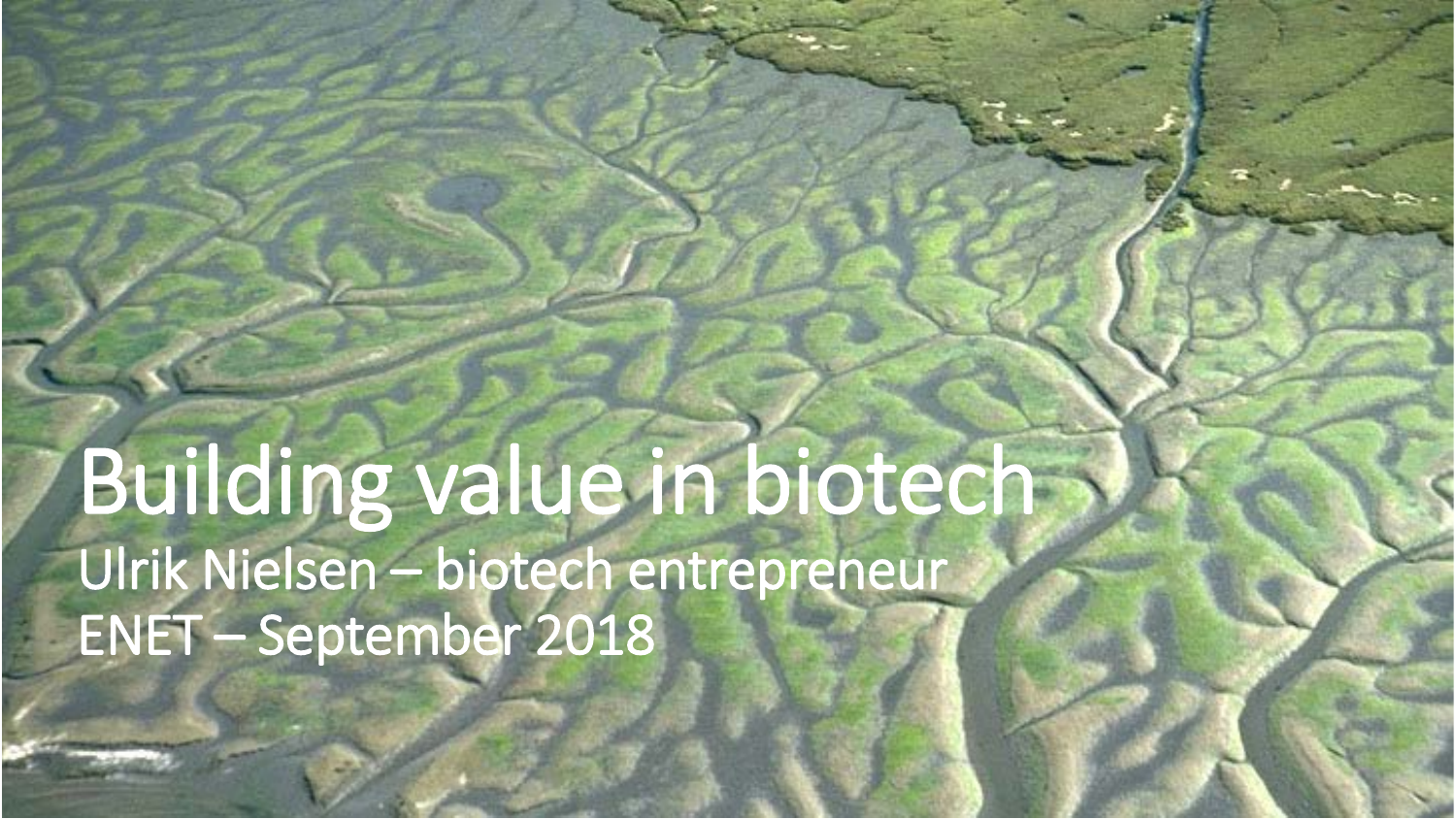# Building value in biotech

Ulrik Nielsen – biotech entrepreneur

ENET – September 2018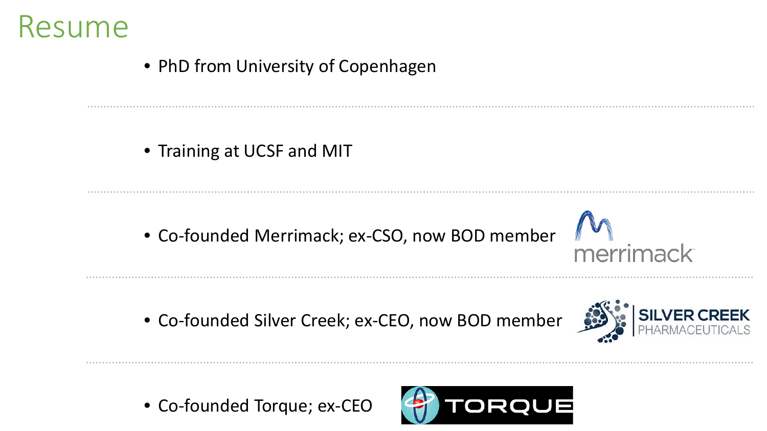# Resume

- PhD from University of Copenhagen
- Training at UCSF and MIT
- Co-founded Merrimack; ex-CSO, now BOD member
- Co-founded Silver Creek; ex-CEO, now BOD member
- Co-founded Torque; ex-CEO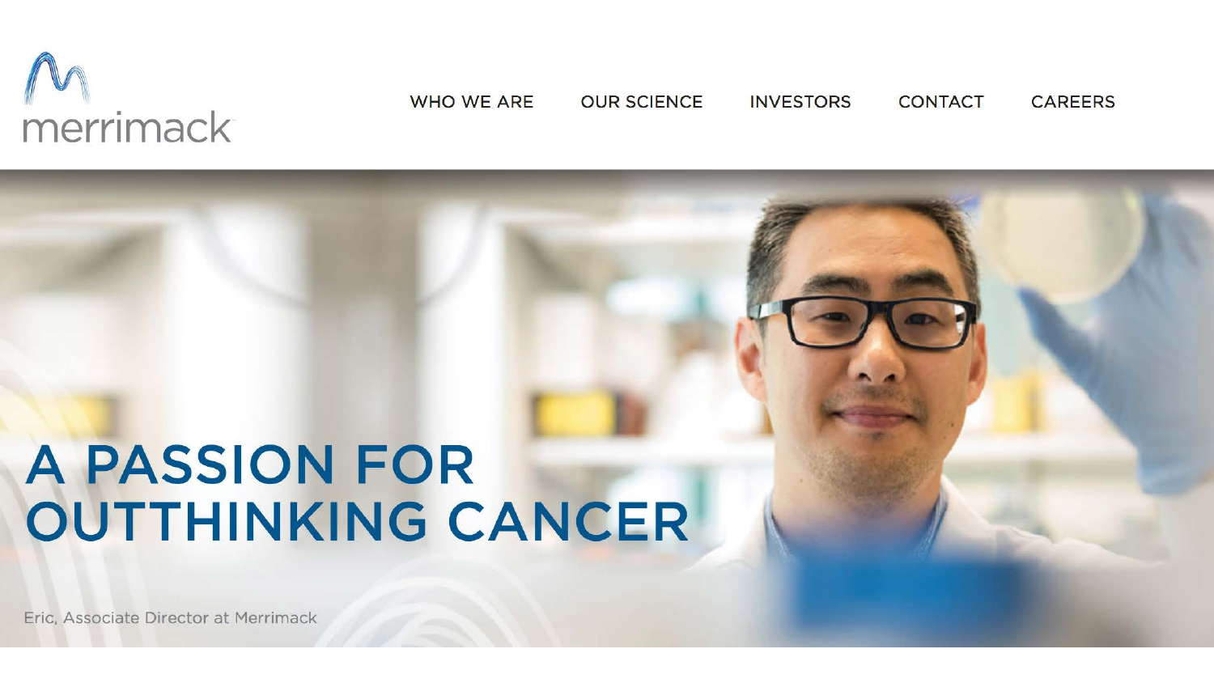merrimack

WHO WE ARE OUR SCIENCE INVESTORS CONTACT CAREERS

# A PASSION FOR OUTTHINKING CANCER

Eric, Associate Director at Merrimack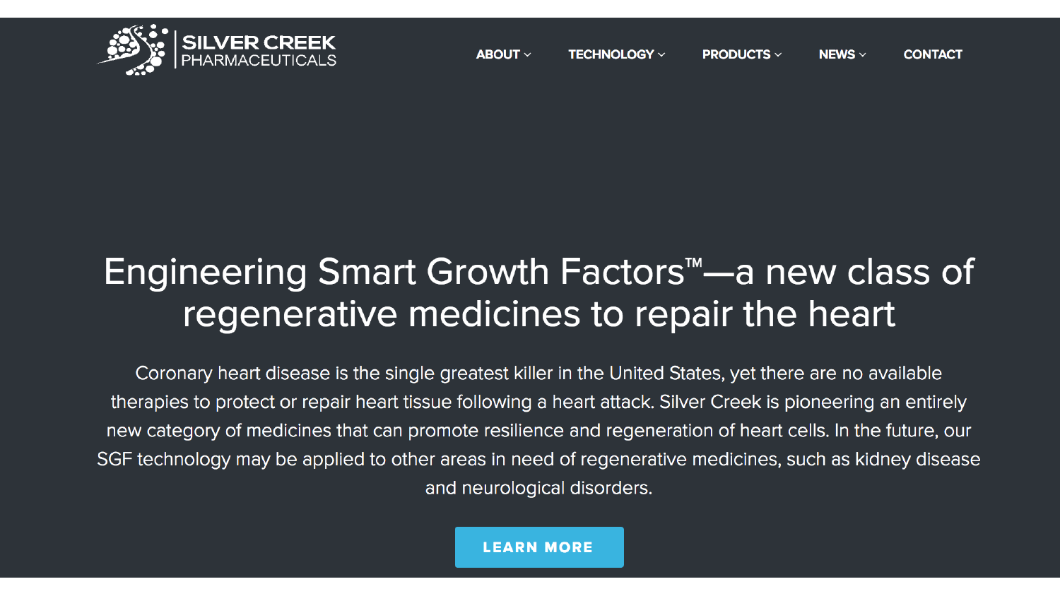SILVER CREEK PHARMACEUTICALS

ABOUT TECHNOLOGY PRODUCTS NEWS CONTACT

# Engineering Smart Growth Factors™—a new class of regenerative medicines to repair the heart

Coronary heart disease is the single greatest killer in the United States, yet there are no available therapies to protect or repair heart tissue following a heart attack. Silver Creek is pioneering an entirely new category of medicines that can promote resilience and regeneration of heart cells. In the future, our SGF technology may be applied to other areas in need of regenerative medicines, such as kidney disease and neurological disorders.

LEARN MORE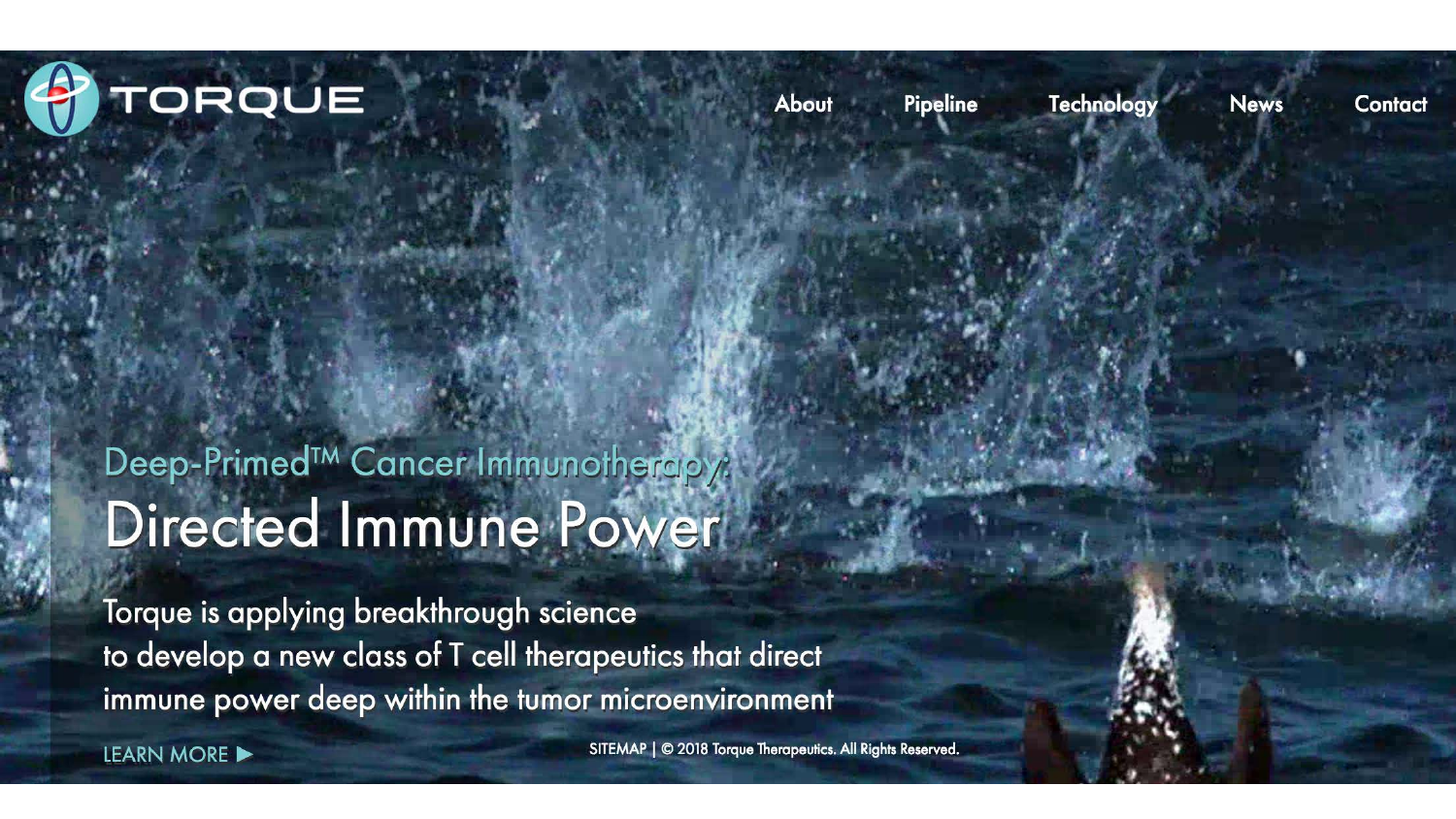TORQUE

About Pipeline Technology News Contact

## Deep-Primed™ Cancer Immunotherapy:

# Directed Immune Power

Torque is applying breakthrough science
to develop a new class of T cell therapeutics that direct
immune power deep within the tumor microenvironment

LEARN MORE ▶

SITEMAP | © 2018 Torque Therapeutics. All Rights Reserved.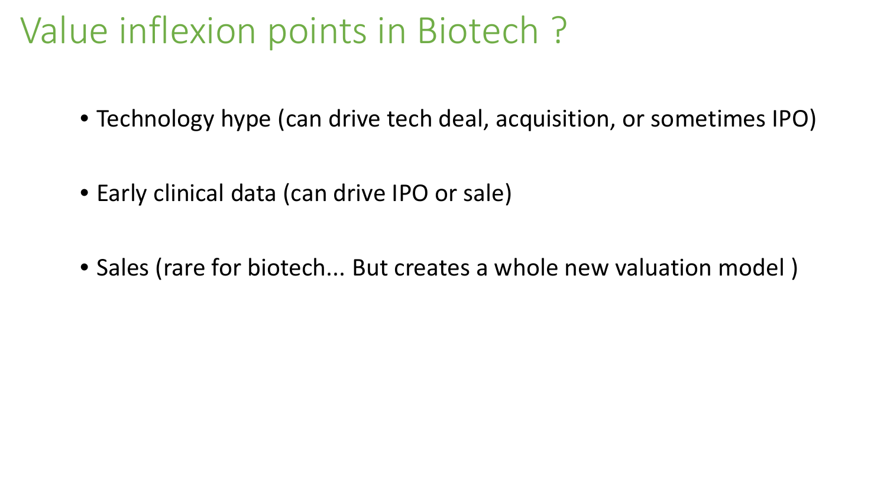# Value inflexion points in Biotech ?

- Technology hype (can drive tech deal, acquisition, or sometimes IPO)
- Early clinical data (can drive IPO or sale)
- Sales (rare for biotech... But creates a whole new valuation model )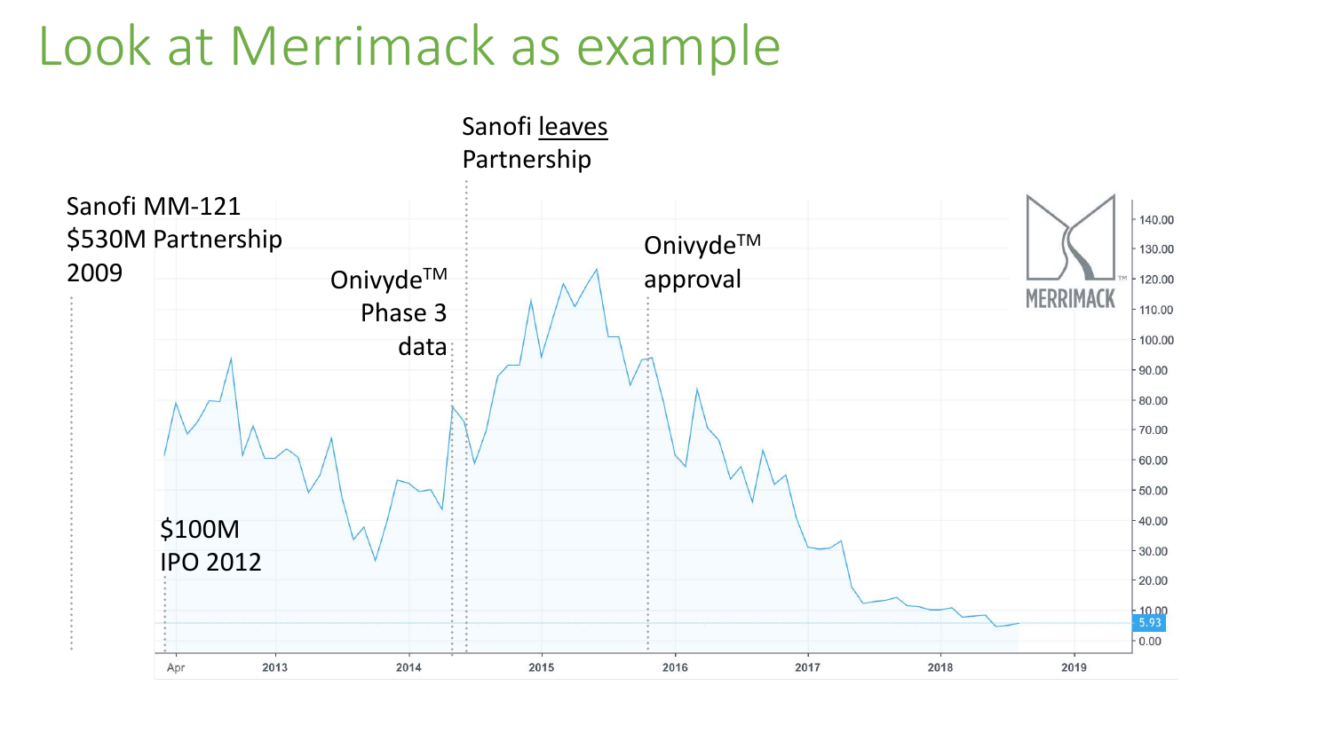# Look at Merrimack as example

Sanofi MM-121
$530M Partnership
2009

$100M
IPO 2012

Onivyde™
Phase 3
data

Sanofi leaves
Partnership

Onivyde™
approval

MERRIMACK™

140.00
130.00
120.00
110.00
100.00
90.00
80.00
70.00
60.00
50.00
40.00
30.00
20.00
10.00
5.93
0.00

Apr 2013 2014 2015 2016 2017 2018 2019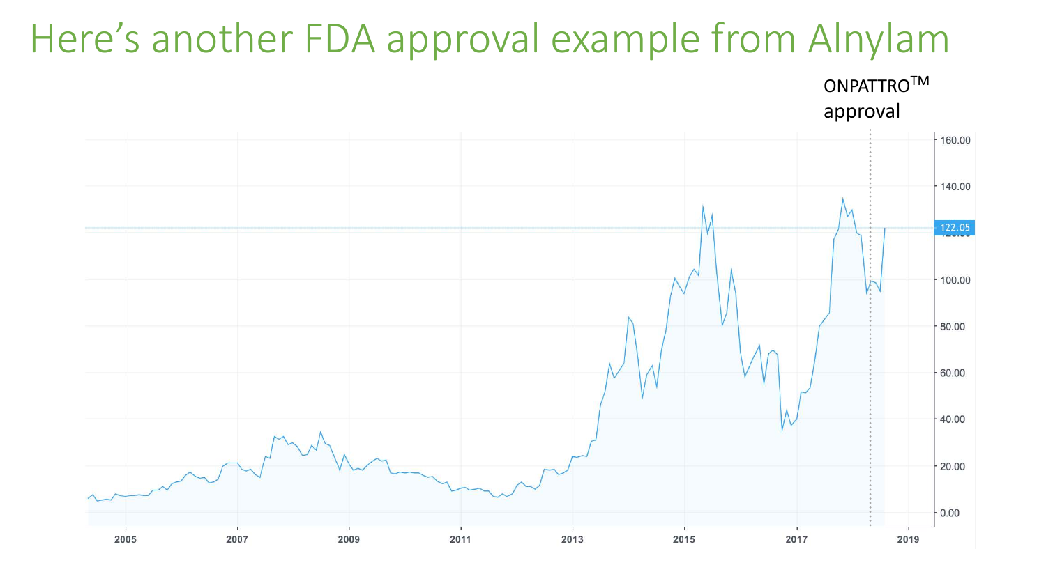# Here's another FDA approval example from Alnylam

ONPATTRO™ approval

| Axis | Values |
|---|---|
| Y-axis | 0.00, 20.00, 40.00, 60.00, 80.00, 100.00, 120.00, 140.00, 160.00 |
| X-axis | 2005, 2007, 2009, 2011, 2013, 2015, 2017, 2019 |
| Current value | 122.05 |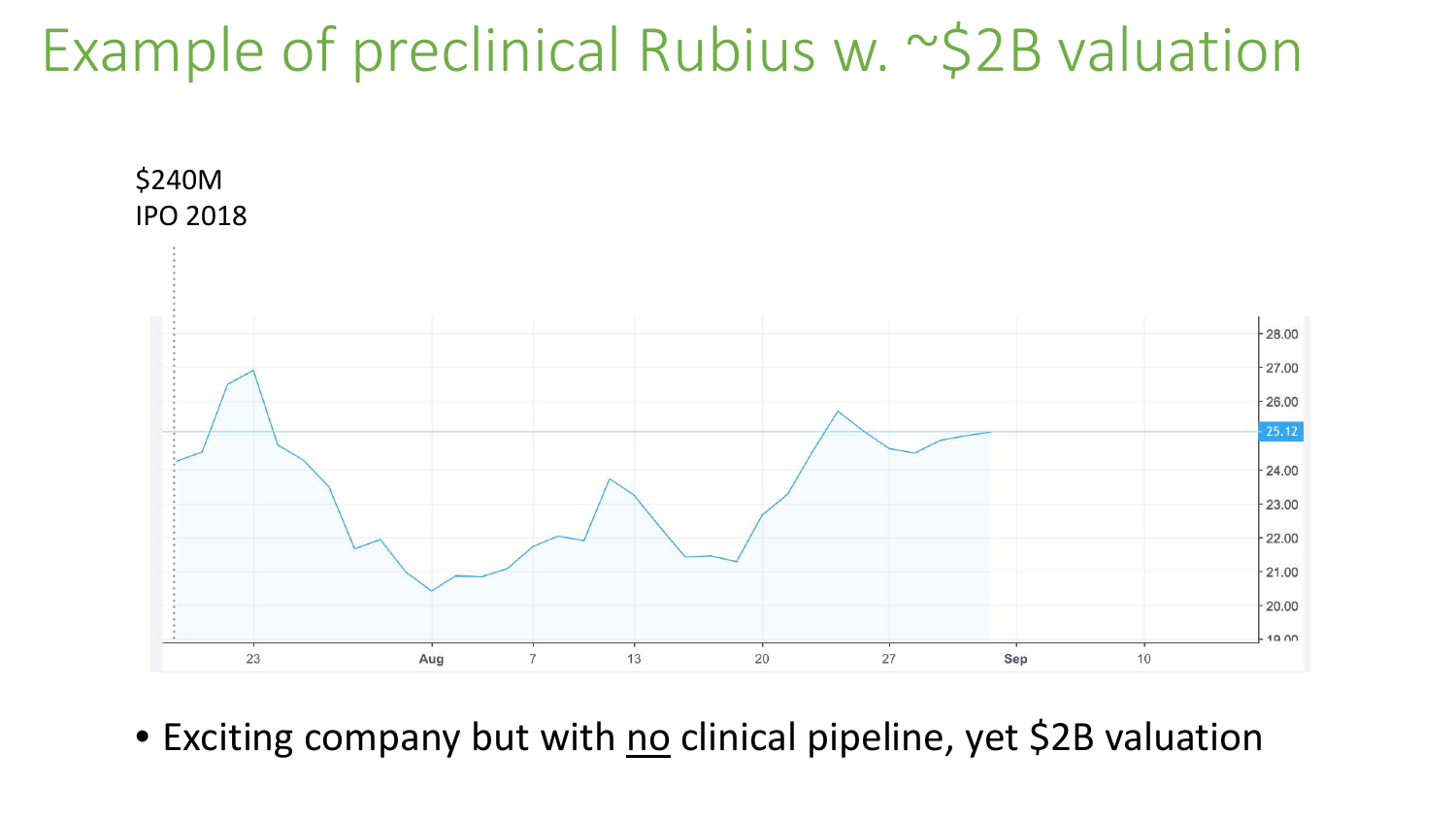# Example of preclinical Rubius w. ~$2B valuation

$240M
IPO 2018

- Exciting company but with no clinical pipeline, yet $2B valuation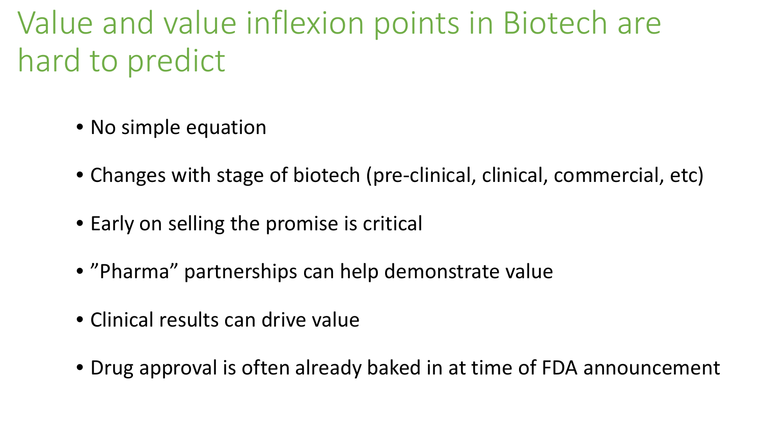# Value and value inflexion points in Biotech are hard to predict

- No simple equation
- Changes with stage of biotech (pre-clinical, clinical, commercial, etc)
- Early on selling the promise is critical
- ”Pharma” partnerships can help demonstrate value
- Clinical results can drive value
- Drug approval is often already baked in at time of FDA announcement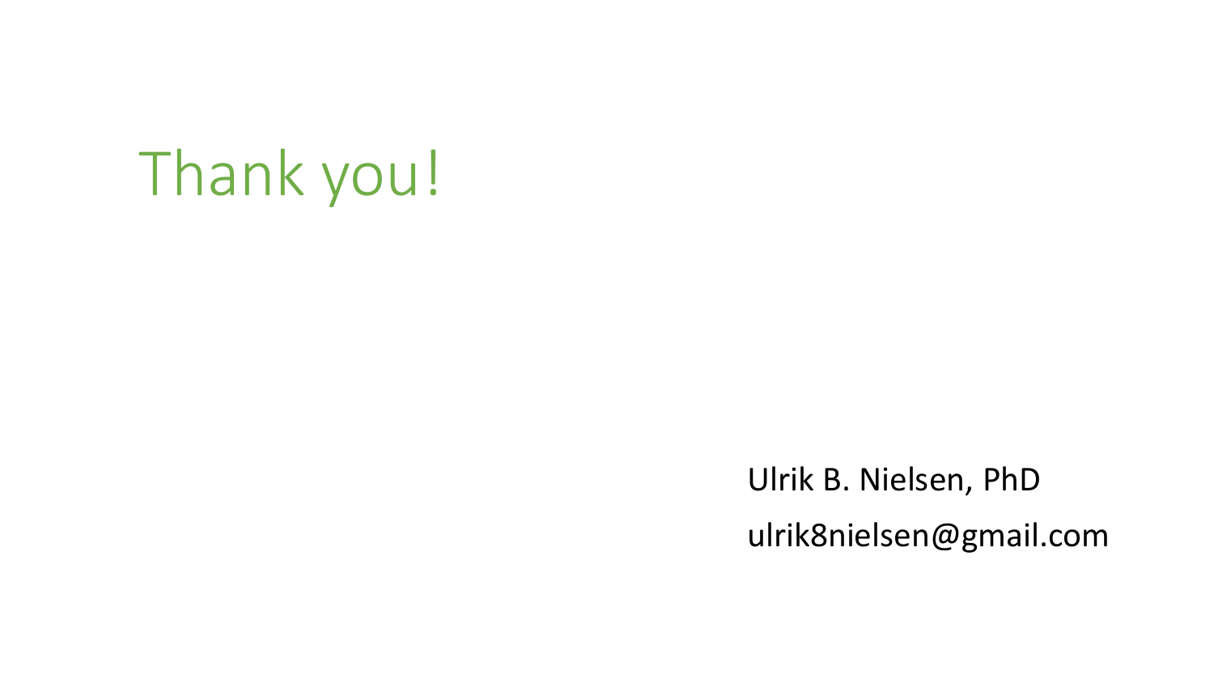# Thank you!

Ulrik B. Nielsen, PhD

ulrik8nielsen@gmail.com